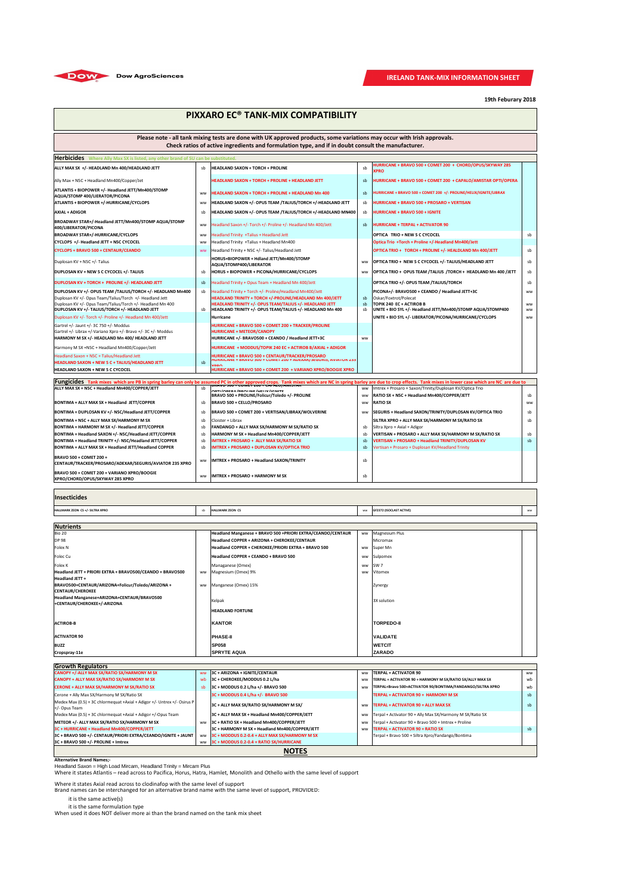Dow AgroSciences

**IRELAND TANK-MIX INFORMATION SHEET**

**19th Feburary 2018**

# PIXXARO EC® TANK-MIX COMPATIBILITY

**Please note - all tank mixing tests are done with UK approved products, some variations may occur with Irish approvals. Check ratios of active ingredients and formulation type, and if in doubt consult the manufacturer.**

## Herbicides

Where Ally Max SX is listed, any other brand of SU can be substituted.

| | | | | | |
|---|---|---|---|---|---|
| ALLY MAX SX +/- HEADLAND Mn 400/HEADLAND JETT | sb | HEADLAND SAXON + TORCH + PROLINE | sb | HURRICANE + BRAVO 500 + COMET 200 + CHORD/OPUS/SKYWAY 285 XPRO | |
| Ally Max + NSC + Headland Mn400/Copper/Jet | | HEADLAND SAXON + TORCH + PROLINE + HEADLAND JETT | sb | HURRICANE + BRAVO 500 + COMET 200 + CAPALO/AMISTAR OPTI/OPERA | |
| ATLANTIS + BIOPOWER +/- Headland JETT/Mn400/STOMP AQUA/STOMP 400/LIERATOR/PICONA | ww | HEADLAND SAXON + TORCH + PROLINE + HEADLAND Mn 400 | sb | HURRICANE + BRAVO 500 + COMET 200 +/- PROLINE/HELIX/IGNITE/LIBRAX | |
| ATLANTIS + BIOPOWER +/-HURRICANE/CYCLOPS | ww | HEADLAND SAXON +/- OPUS TEAM /TALIUS/TORCH +/-HEADLAND JETT | sb | HURRICANE + BRAVO 500 + PROSARO + VERTISAN | |
| AXIAL + ADIGOR | sb | HEADLAND SAXON +/- OPUS TEAM /TALIUS/TORCH +/-HEADLAND MN400 | sb | HURRICANE + BRAVO 500 + IGNITE | |
| BROADWAY STAR+/-Headland JETT/Mn400/STOMP AQUA/STOMP 400/LIBERATOR/PICONA | ww | Headland Saxon +/- Torch +/- Proline +/- Headland Mn 400/Jett | sb | HURRICANE + TERPAL + ACTIVATOR 90 | |
| BROADWAY STAR+/-HURRICANE/CYCLOPS | ww | Headland Trinity +Talius + Headland Jett | | OPTICA TRIO + NEW 5 C CYCOCEL | sb |
| CYCLOPS +/- Headland JETT + NSC CYCOCEL | ww | Headland Trinity +Talius + Headland Mn400 | | Optica Trio +Torch + Proline +/-Headland Mn400/Jett | |
| CYCLOPS + BRAVO 500 + CENTAUR/CEANDO | ww | Headland Trinity + NSC +/- Talius/Headland Jett | | OPTICA TRIO + TORCH + PROLINE +/- HEALDLAND Mn 400/JETT | sb |
| Duplosan KV + NSC +/- Talius | | HORUS+BIOPOWER + Hdland JETT/Mn400/STOMP AQUA/STOMP400/LIBERATOR | ww | OPTICA TRIO + NEW 5 C CYCOCEL +/- TALIUS/HEADLAND JETT | sb |
| DUPLOSAN KV + NEW 5 C CYCOCEL +/- TALIUS | sb | HORUS + BIOPOWER + PICONA/HURRICANE/CYCLOPS | ww | OPTICA TRIO + OPUS TEAM /TALIUS /TORCH + HEADLAND Mn 400 /JETT | sb |
| DUPLOSAN KV + TORCH + PROLINE +/- HEADLAND JETT | sb | Headland Trinity + Opus Team + Headland Mn 400/Jett | | OPTICA TRIO +/- OPUS TEAM /TALIUS/TORCH | sb |
| DUPLOSAN KV +/- OPUS TEAM /TALIUS/TORCH +/- HEADLAND Mn400 | sb | Headland Trinity + Torch +/- Proline/Headland Mn400/Jett | | PICONA+/- BRAVO500 + CEANDO / Headland JETT+3C | ww |
| Duplosan KV +/- Opus Team/Talius/Torch +/- Headland Jett | | HEADLAND TRINITY + TORCH +/-PROLINE/HEADLAND Mn 400/JETT | sb | Oskar/Foxtrot/Polecat | |
| Duplosan KV +/- Opus Team/Talius/Torch +/- Headland Mn 400 | | HEADLAND TRINITY +/- OPUS TEAM/TALIUS +/- HEADLAND JETT | sb | TOPIK 240 EC + ACTIROB B | ww |
| DUPLOSAN KV +/- TALIUS/TORCH +/- HEADLAND JETT | sb | HEADLAND TRINITY +/- OPUS TEAM/TALIUS +/- HEADLAND Mn 400 | sb | UNITE + BIO SYL +/- Headland JETT/Mn400/STOMP AQUA/STOMP400 | ww |
| Duplosan KV +/- Torch +/- Proline +/- Headland Mn 400/Jett | | Hurricane | | UNITE + BIO SYL +/- LIBERATOR/PICONA/HURRICANE/CYCLOPS | ww |
| Gartrel +/- Jaunt +/- 3C 750 +/- Moddus | | HURRICANE + BRAVO 500 + COMET 200 + TRACKER/PROLINE | | | |
| Gartrel +/- Librax +/-Variano Xpro +/- Bravo +/- 3C +/- Moddus | | HURRICANE + METEOR/CANOPY | | | |
| HARMONY M SX +/- HEADLAND Mn 400/ HEADLAND JETT | | HURRICANE +/- BRAVO500 + CEANDO / Headland JETT+3C | ww | | |
| Harmony M SX +NSC + Headland Mn400/Copper/Jett | | HURRICANE + MODDUS/TOPIK 240 EC + ACTIROB B/AXIAL + ADIGOR | | | |
| Headland Saxon + NSC + Talius/Headland Jett | | HURRICANE + BRAVO 500 + CENTAUR/TRACKER/PROSARO | | | |
| HEADLAND SAXON + NEW 5 C + TALIUS/HEADLAND JETT | sb | HURRICANE + BRAVO 500 + COMET 200 + ADEXAR/SEGURIS/AVIATOR 235 XPRO | | | |
| HEADLAND SAXON + NEW 5 C CYCOCEL | | HURRICANE + BRAVO 500 + COMET 200 + VARIANO XPRO/BOOGIE XPRO | | | |

## Fungicides

Tank mixes which are PB in spring barley can only be assumed PC in other approved crops. Tank mixes which are NC in spring barley are due to crop effects. Tank mixes in lower case which are NC are due to

| | | | | | |
|---|---|---|---|---|---|
| ALLY MAX SX + NSC + Headland Mn400/COPPER/JETT | sb | BRAVO 500 + COMET 200 + CAPALO/AMISTAR OPTI/OPERA/PROLINE/HELIX/IGNITE | ww | Imtrex + Prosaro + Saxon/Trinity/Duplosan KV/Optica Trio | |
| | | BRAVO 500 + PROLINE/Folicur/Toledo +/- PROLINE | ww | RATIO SX + NSC + Headland Mn400/COPPER/JETT | sb |
| BONTIMA + ALLY MAX SX + Headland JETT/COPPER | sb | BRAVO 500 + CELLO/PROSARO | ww | RATIO SX | ww |
| BONTIMA + DUPLOSAN KV +/- NSC/Headland JETT/COPPER | sb | BRAVO 500 + COMET 200 + VERTISAN/LIBRAX/WOLVERINE | ww | SEGURIS + Headland SAXON/TRINITY/DUPLOSAN KV/OPTICA TRIO | sb |
| BONTIMA + NSC + ALLY MAX SX/HARMONY M SX | sb | Cloister + Librax | | SILTRA XPRO + ALLY MAX SX/HARMONY M SX/RATIO SX | sb |
| BONTIMA + HARMONY M SX +/- Headland JETT/COPPER | sb | FANDANGO + ALLY MAX SX/HARMONY M SX/RATIO SX | sb | Siltra Xpro + Axial + Adigor | |
| BONTIMA + Headland SAXON +/- NSC/Headland JETT/COPPER | sb | HARMONY M SX + Headland Mn400/COPPER/JETT | sb | VERTISAN + PROSARO + ALLY MAX SX/HARMONY M SX/RATIO SX | sb |
| BONTIMA + Headland TRINITY +/- NSC/Headland JETT/COPPER | sb | IMTREX + PROSARO + ALLY MAX SX/RATIO SX | sb | VERTISAN + PROSARO + Headland TRINITY/DUPLOSAN KV | sb |
| BONTIMA + ALLY MAX SX + Headland JETT/Headland COPPER | sb | IMTREX + PROSARO + DUPLOSAN KV/OPTICA TRIO | sb | Vertisan + Prosaro + Duplosan KV/Headland Trinity | |
| BRAVO 500 + COMET 200 + CENTAUR/TRACKER/PROSARO/ADEXAR/SEGURIS/AVIATOR 235 XPRO | ww | IMTREX + PROSARO + Headland SAXON/TRINITY | sb | | |
| BRAVO 500 + COMET 200 + VARIANO XPRO/BOOGIE XPRO/CHORD/OPUS/SKYWAY 285 XPRO | ww | IMTREX + PROSARO + HARMONY M SX | sb | | |

## Insecticides

| | | | | | |
|---|---|---|---|---|---|
| HALLMARK ZEON CS +/- SILTRA XPRO | sb | HALLMARK ZEON CS | ww | GF2372 (ISOCLAST ACTIVE) | ww |

## Nutrients

| | | | | | |
|---|---|---|---|---|---|
| Bio 20 | | Headland Manganese + BRAVO 500 +PRIORI EXTRA/CEANDO/CENTAUR | ww | Magnesium Plus | |
| DP 98 | | Headland COPPER + ARIZONA + CHEROKEE/CENTAUR | | Micromax | |
| Folex N | | Headland COPPER + CHEROKEE/PRIORI EXTRA + BRAVO 500 | ww | Super Mn | |
| Folec Cu | | Headland COPPER + CEANDO + BRAVO 500 | ww | Sulpomex | |
| Folex K | | Managanese (Omex) | ww | SW 7 | |
| Headland JETT + PRIORI EXTRA + BRAVO500/CEANDO + BRAVO500 | ww | Magnesium (Omex) 9% | ww | Vitomex | |
| Headland JETT + BRAVO500+CENTAUR/ARIZONA+Folicur/Toledo/ARIZONA + CENTAUR/CHEROKEE | ww | Manganese (Omex) 15% | | Zynergy | |
| Headland Manganese+ARIZONA+CENTAUR/BRAVO500 +CENTAUR/CHEROKEE+/-ARIZONA | | Kelpak | | 3X solution | |
| | | HEADLAND FORTUNE | | | |
| ACTIROB-B | | KANTOR | | TORPEDO-II | |
| ACTIVATOR 90 | | PHASE-II | | VALIDATE | |
| BUZZ | | SP058 | | WETCIT | |
| Cropspray-11e | | SPRYTE AQUA | | ZARADO | |

## Growth Regulators

| | | | | | |
|---|---|---|---|---|---|
| CANOPY +/-ALLY MAX SX/RATIO SX/HARMONY M SX | ww | 3C + ARIZONA + IGNITE/CENTAUR | ww | TERPAL + ACTIVATOR 90 | ww |
| CANOPY + ALLY MAX SX/RATIO SX/HARMONY M SX | wb | 3C + CHEROKEE/MODDUS 0.2 L/ha | ww | TERPAL + ACTIVATOR 90 + HARMONY M SX/RATIO SX/ALLY MAX SX | wb |
| CERONE + ALLY MAX SX/HARMONY M SX/RATIO SX | sb | 3C + MODDUS 0.2 L/ha +/- BRAVO 500 | ww | TERPAL+Bravo 500+ACTIVATOR 90/BONTIMA/FANDANGO/SILTRA XPRO | wb |
| Cerone + Ally Max SX/Harmony M SX/Ratio SX | | 3C + MODDUS 0.4 L/ha +/- BRAVO 500 | | TERPAL + ACTIVATOR 90 + HARMONY M SX | sb |
| Medex Max (0.5) + 3C chlormequat +Axial + Adigor +/- Untrex +/- Osirus P +/- Opus Team | | 3C + ALLY MAX SX/RATIO SX/HARMONY M SX/ | ww | TERPAL + ACTIVATOR 90 + ALLY MAX SX | sb |
| Medex Max (0.5) + 3C chlormequat +Axial + Adigor +/-Opus Team | | 3C + ALLY MAX SX/RATIO SX + Headland Mn400/COPPER/JETT | ww | Terpal + Activator 90 + Ally Max SX/Harmony M SX/Ratio SX | |
| METEOR +/- ALLY MAX SX/RATIO SX/HARMONY M SX | ww | 3C + RATIO SX + Headland Mn400/COPPER/JETT | ww | Terpal + Activator 90 + Bravo 500 + Imtrex + Proline | |
| 3C + HURRICANE + Headland Mn400/COPPER/JETT | | 3C + HARMONY M SX + Headland Mn400/COPPER/JETT | ww | TERPAL + ACTIVATOR 90 + RATIO SX | sb |
| 3C + BRAVO 500 +/- CENTAUR/PRIORI EXTRA/CEANDO/IGNITE + JAUNT | ww | 3C + MODDUS 0.2-0.4 + ALLY MAX SX/HARMONY M SX | | Terpal + Bravo 500 + Siltra Xpro/Fandango/Bontima | |
| 3C + BRAVO 500 +/- PROLINE + Imtrex | ww | 3C + MODDUS 0.2-0.4 + RATIO SX/HURRICANE | | | |

## NOTES

**Alternative Brand Names;-**

Headland Saxon = High Load Mircam, Headland Trinity = Mircam Plus

Where it states Atlantis – read across to Pacifica, Horus, Hatra, Hamlet, Monolith and Othello with the same level of support

Where it states Axial read across to clodinafop with the same level of support

Brand names can be interchanged for an alternative brand name with the same level of support, PROVIDED:

- it is the same active(s)
- it is the same formulation type

When used it does NOT deliver more ai than the brand named on the tank mix sheet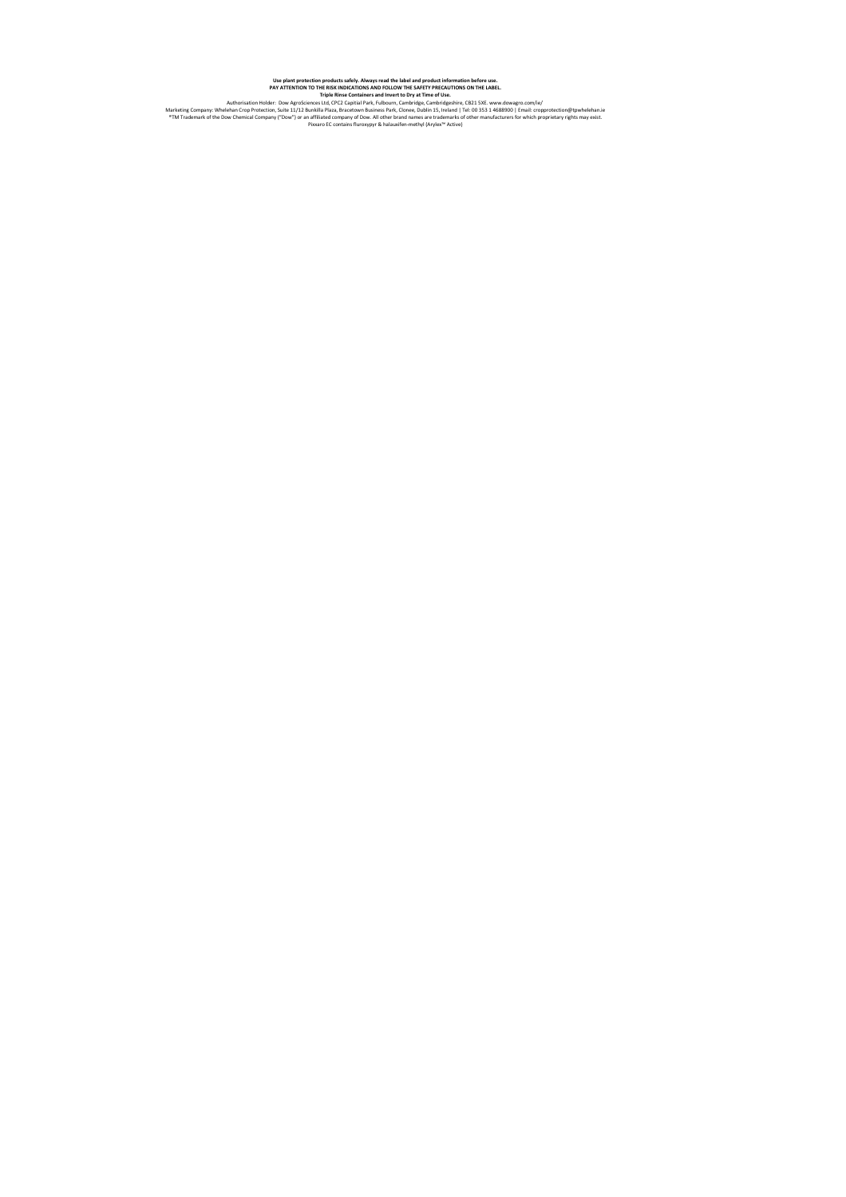**Use plant protection products safely. Always read the label and product information before use.**
**PAY ATTENTION TO THE RISK INDICATIONS AND FOLLOW THE SAFETY PRECAUTIONS ON THE LABEL.**
**Triple Rinse Containers and Invert to Dry at Time of Use.**

Authorisation Holder: Dow AgroSciences Ltd, CPC2 Capitial Park, Fulbourn, Cambridge, Cambridgeshire, CB21 5XE. www.dowagro.com/ie/

Marketing Company: Whelehan Crop Protection, Suite 11/12 Bunkilla Plaza, Bracetown Business Park, Clonee, Dublin 15, Ireland | Tel: 00 353 1 4688900 | Email: cropprotection@tpwhelehan.ie

®TM Trademark of the Dow Chemical Company ("Dow") or an affiliated company of Dow. All other brand names are trademarks of other manufacturers for which proprietary rights may exist.

Pixxaro EC contains fluroxypyr & halauxifen-methyl (Arylex™ Active)